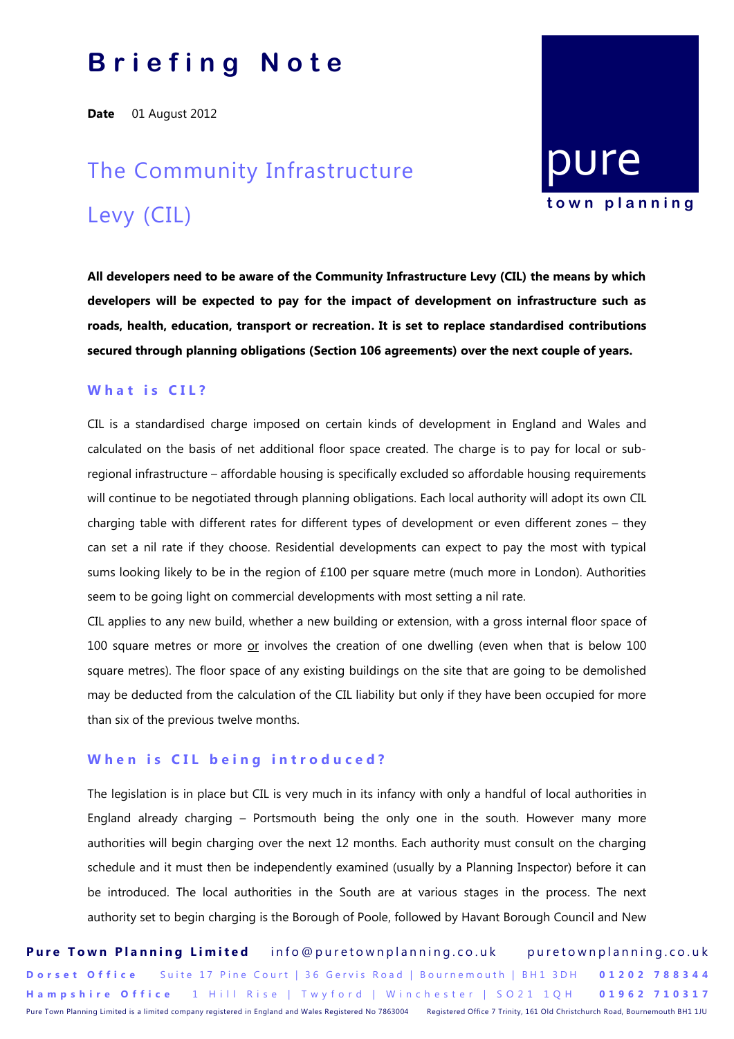# Briefing Note

**Date** 01 August 2012

## The Community Infrastructure Levy (CIL)

pure
town planning

**All developers need to be aware of the Community Infrastructure Levy (CIL) the means by which developers will be expected to pay for the impact of development on infrastructure such as roads, health, education, transport or recreation. It is set to replace standardised contributions secured through planning obligations (Section 106 agreements) over the next couple of years.**

### What is CIL?

CIL is a standardised charge imposed on certain kinds of development in England and Wales and calculated on the basis of net additional floor space created. The charge is to pay for local or sub-regional infrastructure – affordable housing is specifically excluded so affordable housing requirements will continue to be negotiated through planning obligations. Each local authority will adopt its own CIL charging table with different rates for different types of development or even different zones – they can set a nil rate if they choose. Residential developments can expect to pay the most with typical sums looking likely to be in the region of £100 per square metre (much more in London). Authorities seem to be going light on commercial developments with most setting a nil rate.

CIL applies to any new build, whether a new building or extension, with a gross internal floor space of 100 square metres or more <u>or</u> involves the creation of one dwelling (even when that is below 100 square metres). The floor space of any existing buildings on the site that are going to be demolished may be deducted from the calculation of the CIL liability but only if they have been occupied for more than six of the previous twelve months.

### When is CIL being introduced?

The legislation is in place but CIL is very much in its infancy with only a handful of local authorities in England already charging – Portsmouth being the only one in the south. However many more authorities will begin charging over the next 12 months. Each authority must consult on the charging schedule and it must then be independently examined (usually by a Planning Inspector) before it can be introduced. The local authorities in the South are at various stages in the process. The next authority set to begin charging is the Borough of Poole, followed by Havant Borough Council and New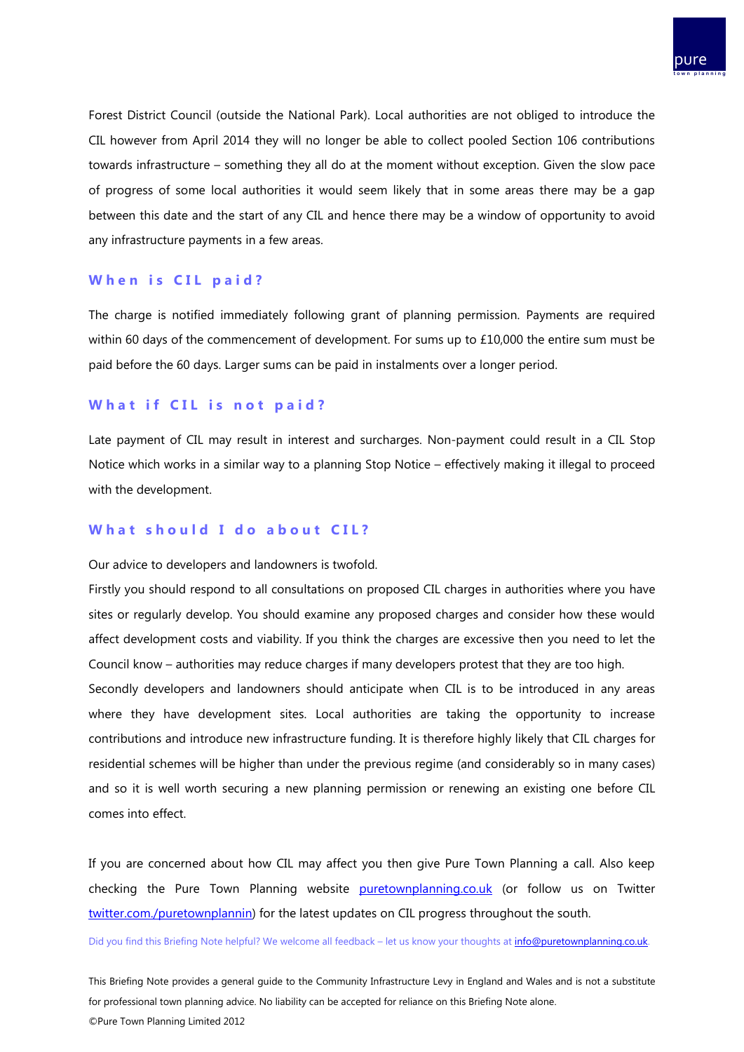Forest District Council (outside the National Park). Local authorities are not obliged to introduce the CIL however from April 2014 they will no longer be able to collect pooled Section 106 contributions towards infrastructure – something they all do at the moment without exception. Given the slow pace of progress of some local authorities it would seem likely that in some areas there may be a gap between this date and the start of any CIL and hence there may be a window of opportunity to avoid any infrastructure payments in a few areas.

## When is CIL paid?

The charge is notified immediately following grant of planning permission. Payments are required within 60 days of the commencement of development. For sums up to £10,000 the entire sum must be paid before the 60 days. Larger sums can be paid in instalments over a longer period.

## What if CIL is not paid?

Late payment of CIL may result in interest and surcharges. Non-payment could result in a CIL Stop Notice which works in a similar way to a planning Stop Notice – effectively making it illegal to proceed with the development.

## What should I do about CIL?

Our advice to developers and landowners is twofold.

Firstly you should respond to all consultations on proposed CIL charges in authorities where you have sites or regularly develop. You should examine any proposed charges and consider how these would affect development costs and viability. If you think the charges are excessive then you need to let the Council know – authorities may reduce charges if many developers protest that they are too high.

Secondly developers and landowners should anticipate when CIL is to be introduced in any areas where they have development sites. Local authorities are taking the opportunity to increase contributions and introduce new infrastructure funding. It is therefore highly likely that CIL charges for residential schemes will be higher than under the previous regime (and considerably so in many cases) and so it is well worth securing a new planning permission or renewing an existing one before CIL comes into effect.

If you are concerned about how CIL may affect you then give Pure Town Planning a call. Also keep checking the Pure Town Planning website [puretownplanning.co.uk](puretownplanning.co.uk) (or follow us on Twitter [twitter.com./puretownplannin](twitter.com./puretownplannin)) for the latest updates on CIL progress throughout the south.

Did you find this Briefing Note helpful? We welcome all feedback – let us know your thoughts at [info@puretownplanning.co.uk](mailto:info@puretownplanning.co.uk).

This Briefing Note provides a general guide to the Community Infrastructure Levy in England and Wales and is not a substitute for professional town planning advice. No liability can be accepted for reliance on this Briefing Note alone.

©Pure Town Planning Limited 2012